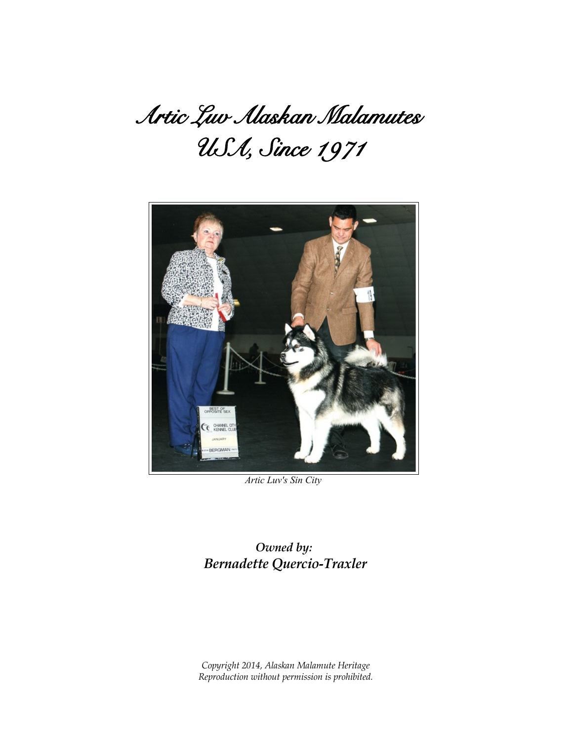# Artic Luv Alaskan Malamutes
# USA, Since 1971

*Artic Luv's Sin City*

***Owned by:***
***Bernadette Quercio-Traxler***

*Copyright 2014, Alaskan Malamute Heritage*
*Reproduction without permission is prohibited.*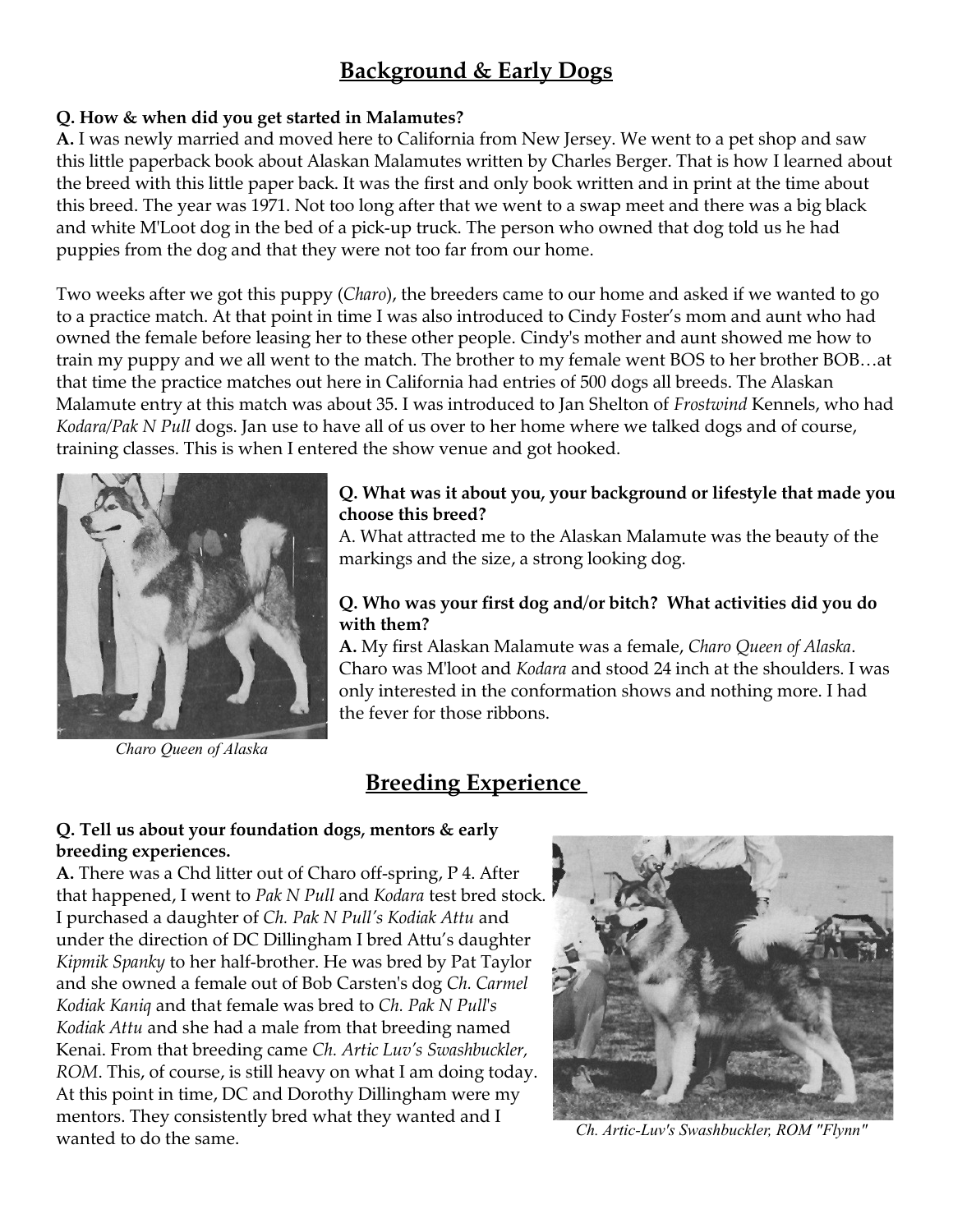## Background & Early Dogs

**Q. How & when did you get started in Malamutes?**

**A.** I was newly married and moved here to California from New Jersey. We went to a pet shop and saw this little paperback book about Alaskan Malamutes written by Charles Berger. That is how I learned about the breed with this little paper back. It was the first and only book written and in print at the time about this breed. The year was 1971. Not too long after that we went to a swap meet and there was a big black and white M'Loot dog in the bed of a pick-up truck. The person who owned that dog told us he had puppies from the dog and that they were not too far from our home.

Two weeks after we got this puppy (*Charo*), the breeders came to our home and asked if we wanted to go to a practice match. At that point in time I was also introduced to Cindy Foster's mom and aunt who had owned the female before leasing her to these other people. Cindy's mother and aunt showed me how to train my puppy and we all went to the match. The brother to my female went BOS to her brother BOB…at that time the practice matches out here in California had entries of 500 dogs all breeds. The Alaskan Malamute entry at this match was about 35. I was introduced to Jan Shelton of *Frostwind* Kennels, who had *Kodara/Pak N Pull* dogs. Jan use to have all of us over to her home where we talked dogs and of course, training classes. This is when I entered the show venue and got hooked.

*Charo Queen of Alaska*

**Q. What was it about you, your background or lifestyle that made you choose this breed?**

A. What attracted me to the Alaskan Malamute was the beauty of the markings and the size, a strong looking dog.

**Q. Who was your first dog and/or bitch? What activities did you do with them?**

**A.** My first Alaskan Malamute was a female, *Charo Queen of Alaska*. Charo was M'loot and *Kodara* and stood 24 inch at the shoulders. I was only interested in the conformation shows and nothing more. I had the fever for those ribbons.

## Breeding Experience

**Q. Tell us about your foundation dogs, mentors & early breeding experiences.**

**A.** There was a Chd litter out of Charo off-spring, P 4. After that happened, I went to *Pak N Pull* and *Kodara* test bred stock. I purchased a daughter of *Ch. Pak N Pull's Kodiak Attu* and under the direction of DC Dillingham I bred Attu's daughter *Kipmik Spanky* to her half-brother. He was bred by Pat Taylor and she owned a female out of Bob Carsten's dog *Ch. Carmel Kodiak Kaniq* and that female was bred to *Ch. Pak N Pull's Kodiak Attu* and she had a male from that breeding named Kenai. From that breeding came *Ch. Artic Luv's Swashbuckler, ROM*. This, of course, is still heavy on what I am doing today. At this point in time, DC and Dorothy Dillingham were my mentors. They consistently bred what they wanted and I wanted to do the same.

*Ch. Artic-Luv's Swashbuckler, ROM "Flynn"*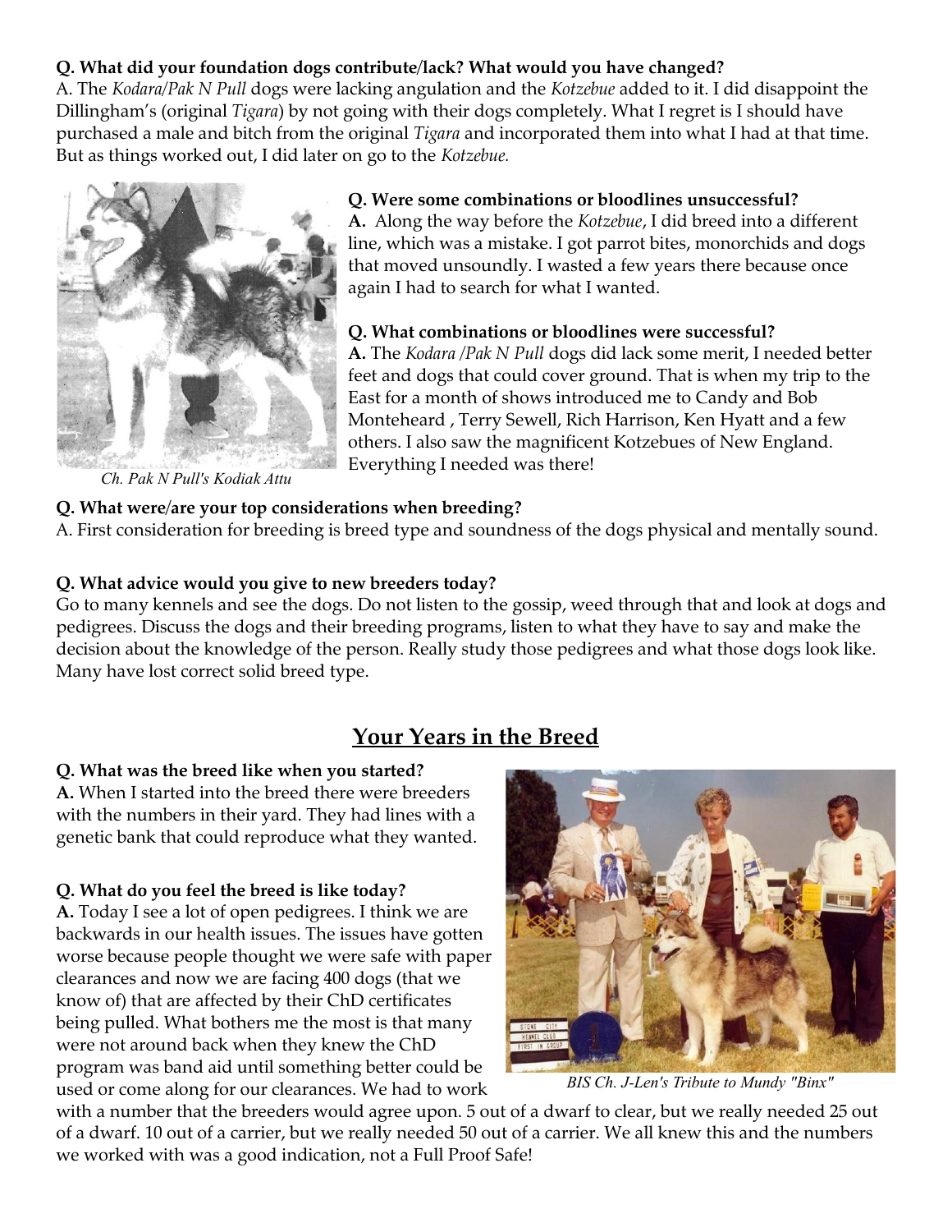**Q. What did your foundation dogs contribute/lack? What would you have changed?**
A. The *Kodara/Pak N Pull* dogs were lacking angulation and the *Kotzebue* added to it. I did disappoint the Dillingham's (original *Tigara*) by not going with their dogs completely. What I regret is I should have purchased a male and bitch from the original *Tigara* and incorporated them into what I had at that time. But as things worked out, I did later on go to the *Kotzebue.*

*Ch. Pak N Pull's Kodiak Attu*

**Q. Were some combinations or bloodlines unsuccessful?**
**A.** Along the way before the *Kotzebue*, I did breed into a different line, which was a mistake. I got parrot bites, monorchids and dogs that moved unsoundly. I wasted a few years there because once again I had to search for what I wanted.

**Q. What combinations or bloodlines were successful?**
**A.** The *Kodara /Pak N Pull* dogs did lack some merit, I needed better feet and dogs that could cover ground. That is when my trip to the East for a month of shows introduced me to Candy and Bob Monteheard , Terry Sewell, Rich Harrison, Ken Hyatt and a few others. I also saw the magnificent Kotzebues of New England. Everything I needed was there!

**Q. What were/are your top considerations when breeding?**
A. First consideration for breeding is breed type and soundness of the dogs physical and mentally sound.

**Q. What advice would you give to new breeders today?**
Go to many kennels and see the dogs. Do not listen to the gossip, weed through that and look at dogs and pedigrees. Discuss the dogs and their breeding programs, listen to what they have to say and make the decision about the knowledge of the person. Really study those pedigrees and what those dogs look like. Many have lost correct solid breed type.

## Your Years in the Breed

**Q. What was the breed like when you started?**
**A.** When I started into the breed there were breeders with the numbers in their yard. They had lines with a genetic bank that could reproduce what they wanted.

**Q. What do you feel the breed is like today?**
**A.** Today I see a lot of open pedigrees. I think we are backwards in our health issues. The issues have gotten worse because people thought we were safe with paper clearances and now we are facing 400 dogs (that we know of) that are affected by their ChD certificates being pulled. What bothers me the most is that many were not around back when they knew the ChD program was band aid until something better could be used or come along for our clearances. We had to work with a number that the breeders would agree upon. 5 out of a dwarf to clear, but we really needed 25 out of a dwarf. 10 out of a carrier, but we really needed 50 out of a carrier. We all knew this and the numbers we worked with was a good indication, not a Full Proof Safe!

*BIS Ch. J-Len's Tribute to Mundy "Binx"*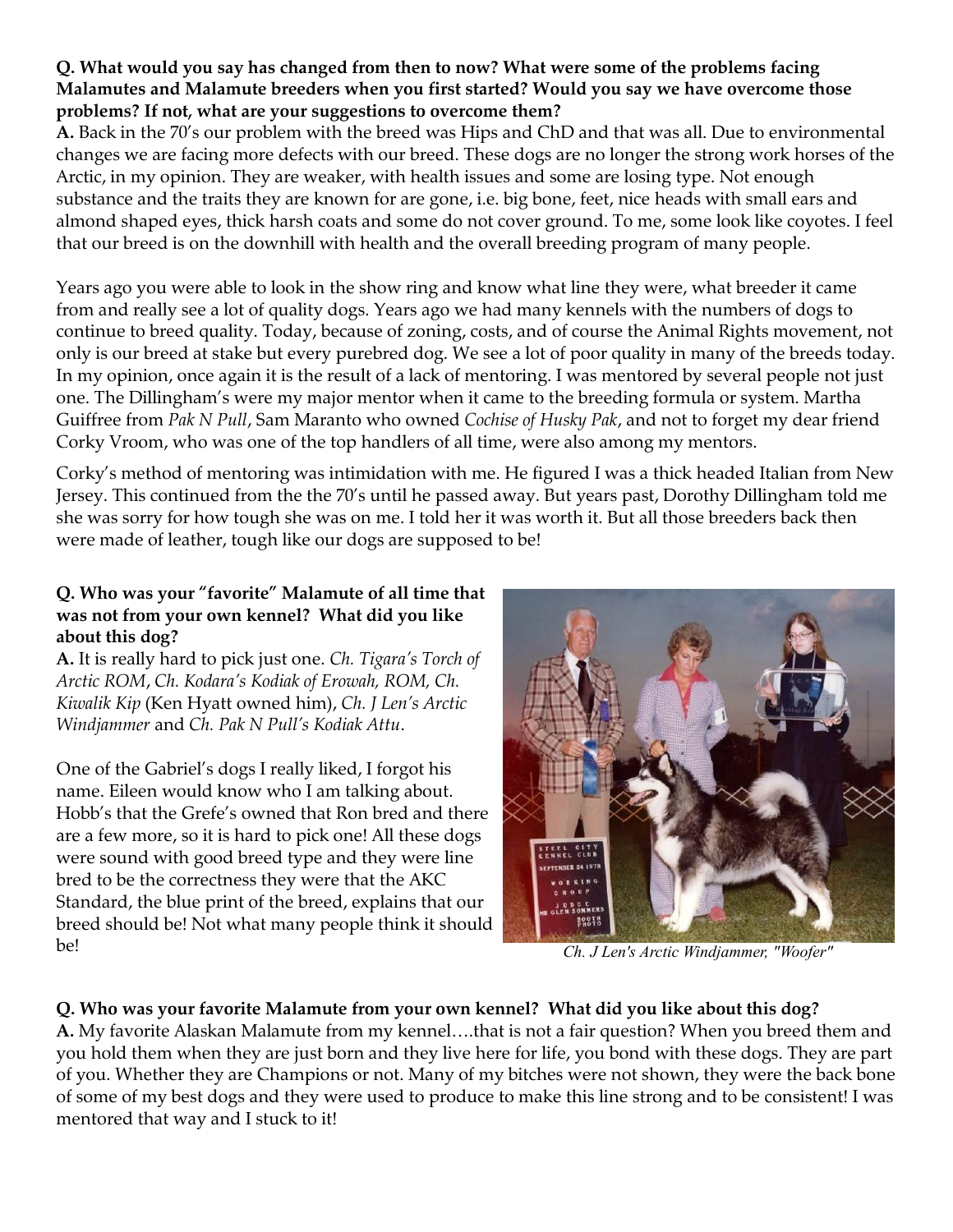**Q. What would you say has changed from then to now? What were some of the problems facing Malamutes and Malamute breeders when you first started? Would you say we have overcome those problems? If not, what are your suggestions to overcome them?**

**A.** Back in the 70's our problem with the breed was Hips and ChD and that was all. Due to environmental changes we are facing more defects with our breed. These dogs are no longer the strong work horses of the Arctic, in my opinion. They are weaker, with health issues and some are losing type. Not enough substance and the traits they are known for are gone, i.e. big bone, feet, nice heads with small ears and almond shaped eyes, thick harsh coats and some do not cover ground. To me, some look like coyotes. I feel that our breed is on the downhill with health and the overall breeding program of many people.

Years ago you were able to look in the show ring and know what line they were, what breeder it came from and really see a lot of quality dogs. Years ago we had many kennels with the numbers of dogs to continue to breed quality. Today, because of zoning, costs, and of course the Animal Rights movement, not only is our breed at stake but every purebred dog. We see a lot of poor quality in many of the breeds today. In my opinion, once again it is the result of a lack of mentoring. I was mentored by several people not just one. The Dillingham's were my major mentor when it came to the breeding formula or system. Martha Guiffree from *Pak N Pull*, Sam Maranto who owned *Cochise of Husky Pak*, and not to forget my dear friend Corky Vroom, who was one of the top handlers of all time, were also among my mentors.

Corky's method of mentoring was intimidation with me. He figured I was a thick headed Italian from New Jersey. This continued from the the 70's until he passed away. But years past, Dorothy Dillingham told me she was sorry for how tough she was on me. I told her it was worth it. But all those breeders back then were made of leather, tough like our dogs are supposed to be!

**Q. Who was your "favorite" Malamute of all time that was not from your own kennel? What did you like about this dog?**

**A.** It is really hard to pick just one. *Ch. Tigara's Torch of Arctic ROM*, *Ch. Kodara's Kodiak of Erowah, ROM, Ch. Kiwalik Kip* (Ken Hyatt owned him), *Ch. J Len's Arctic Windjammer* and *Ch. Pak N Pull's Kodiak Attu*.

One of the Gabriel's dogs I really liked, I forgot his name. Eileen would know who I am talking about. Hobb's that the Grefe's owned that Ron bred and there are a few more, so it is hard to pick one! All these dogs were sound with good breed type and they were line bred to be the correctness they were that the AKC Standard, the blue print of the breed, explains that our breed should be! Not what many people think it should be!

*Ch. J Len's Arctic Windjammer, "Woofer"*

**Q. Who was your favorite Malamute from your own kennel? What did you like about this dog?**

**A.** My favorite Alaskan Malamute from my kennel….that is not a fair question? When you breed them and you hold them when they are just born and they live here for life, you bond with these dogs. They are part of you. Whether they are Champions or not. Many of my bitches were not shown, they were the back bone of some of my best dogs and they were used to produce to make this line strong and to be consistent! I was mentored that way and I stuck to it!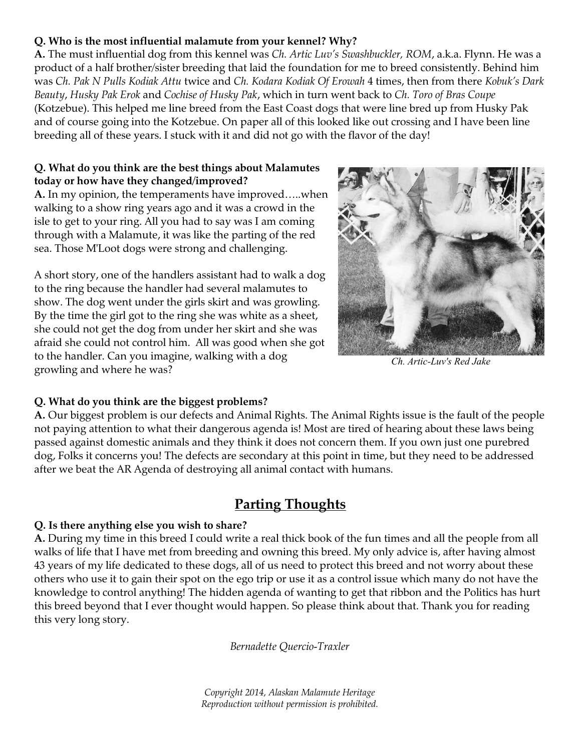**Q. Who is the most influential malamute from your kennel? Why?**
**A.** The must influential dog from this kennel was *Ch. Artic Luv's Swashbuckler, ROM*, a.k.a. Flynn. He was a product of a half brother/sister breeding that laid the foundation for me to breed consistently. Behind him was *Ch. Pak N Pulls Kodiak Attu* twice and *Ch. Kodara Kodiak Of Erowah* 4 times, then from there *Kobuk's Dark Beauty*, *Husky Pak Erok* and *Cochise of Husky Pak*, which in turn went back to *Ch. Toro of Bras Coupe* (Kotzebue). This helped me line breed from the East Coast dogs that were line bred up from Husky Pak and of course going into the Kotzebue. On paper all of this looked like out crossing and I have been line breeding all of these years. I stuck with it and did not go with the flavor of the day!

**Q. What do you think are the best things about Malamutes today or how have they changed/improved?**
**A.** In my opinion, the temperaments have improved…..when walking to a show ring years ago and it was a crowd in the isle to get to your ring. All you had to say was I am coming through with a Malamute, it was like the parting of the red sea. Those M'Loot dogs were strong and challenging.

A short story, one of the handlers assistant had to walk a dog to the ring because the handler had several malamutes to show. The dog went under the girls skirt and was growling. By the time the girl got to the ring she was white as a sheet, she could not get the dog from under her skirt and she was afraid she could not control him. All was good when she got to the handler. Can you imagine, walking with a dog growling and where he was?

*Ch. Artic-Luv's Red Jake*

**Q. What do you think are the biggest problems?**
**A.** Our biggest problem is our defects and Animal Rights. The Animal Rights issue is the fault of the people not paying attention to what their dangerous agenda is! Most are tired of hearing about these laws being passed against domestic animals and they think it does not concern them. If you own just one purebred dog, Folks it concerns you! The defects are secondary at this point in time, but they need to be addressed after we beat the AR Agenda of destroying all animal contact with humans.

## Parting Thoughts

**Q. Is there anything else you wish to share?**
**A.** During my time in this breed I could write a real thick book of the fun times and all the people from all walks of life that I have met from breeding and owning this breed. My only advice is, after having almost 43 years of my life dedicated to these dogs, all of us need to protect this breed and not worry about these others who use it to gain their spot on the ego trip or use it as a control issue which many do not have the knowledge to control anything! The hidden agenda of wanting to get that ribbon and the Politics has hurt this breed beyond that I ever thought would happen. So please think about that. Thank you for reading this very long story.

*Bernadette Quercio-Traxler*

*Copyright 2014, Alaskan Malamute Heritage*
*Reproduction without permission is prohibited.*